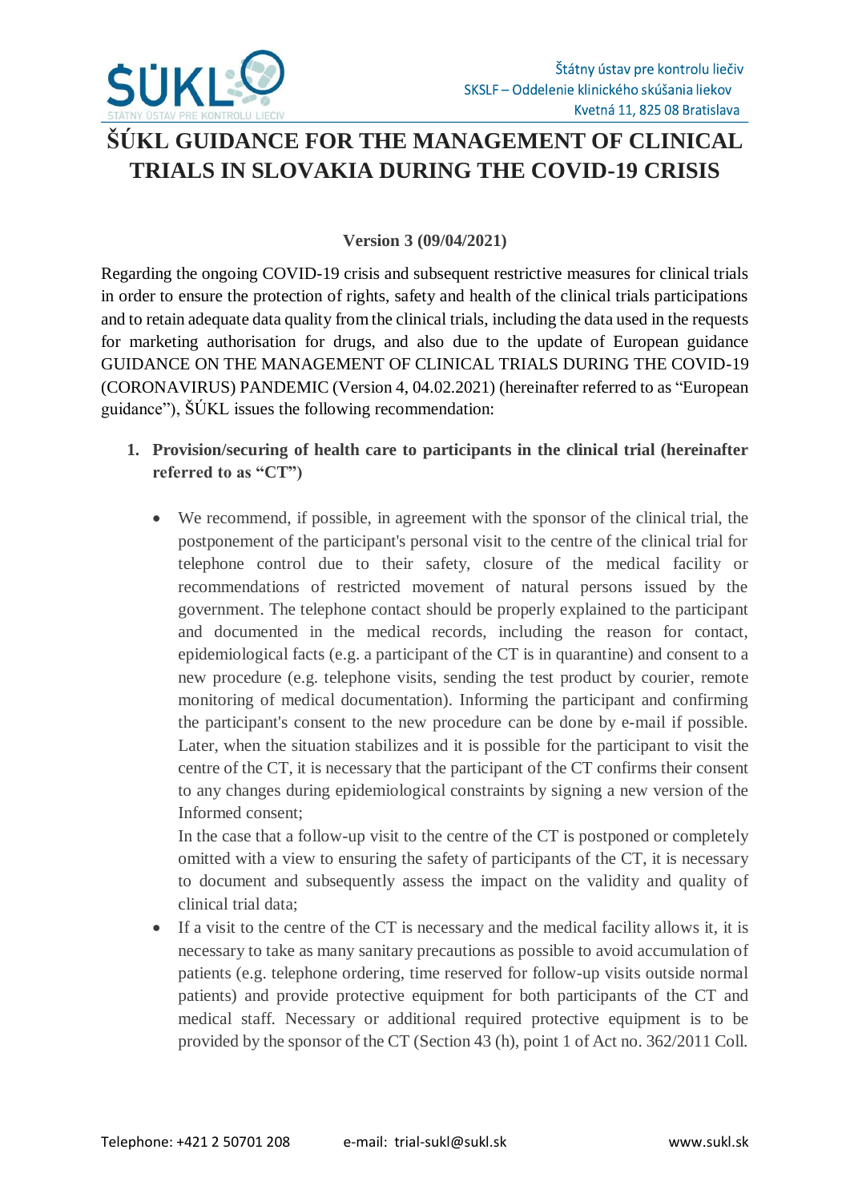# ŠÚKL GUIDANCE FOR THE MANAGEMENT OF CLINICAL TRIALS IN SLOVAKIA DURING THE COVID-19 CRISIS

**Version 3 (09/04/2021)**

Regarding the ongoing COVID-19 crisis and subsequent restrictive measures for clinical trials in order to ensure the protection of rights, safety and health of the clinical trials participations and to retain adequate data quality from the clinical trials, including the data used in the requests for marketing authorisation for drugs, and also due to the update of European guidance GUIDANCE ON THE MANAGEMENT OF CLINICAL TRIALS DURING THE COVID-19 (CORONAVIRUS) PANDEMIC (Version 4, 04.02.2021) (hereinafter referred to as "European guidance"), ŠÚKL issues the following recommendation:

1. **Provision/securing of health care to participants in the clinical trial (hereinafter referred to as "CT")**

   - We recommend, if possible, in agreement with the sponsor of the clinical trial, the postponement of the participant's personal visit to the centre of the clinical trial for telephone control due to their safety, closure of the medical facility or recommendations of restricted movement of natural persons issued by the government. The telephone contact should be properly explained to the participant and documented in the medical records, including the reason for contact, epidemiological facts (e.g. a participant of the CT is in quarantine) and consent to a new procedure (e.g. telephone visits, sending the test product by courier, remote monitoring of medical documentation). Informing the participant and confirming the participant's consent to the new procedure can be done by e-mail if possible. Later, when the situation stabilizes and it is possible for the participant to visit the centre of the CT, it is necessary that the participant of the CT confirms their consent to any changes during epidemiological constraints by signing a new version of the Informed consent;

     In the case that a follow-up visit to the centre of the CT is postponed or completely omitted with a view to ensuring the safety of participants of the CT, it is necessary to document and subsequently assess the impact on the validity and quality of clinical trial data;
   - If a visit to the centre of the CT is necessary and the medical facility allows it, it is necessary to take as many sanitary precautions as possible to avoid accumulation of patients (e.g. telephone ordering, time reserved for follow-up visits outside normal patients) and provide protective equipment for both participants of the CT and medical staff. Necessary or additional required protective equipment is to be provided by the sponsor of the CT (Section 43 (h), point 1 of Act no. 362/2011 Coll.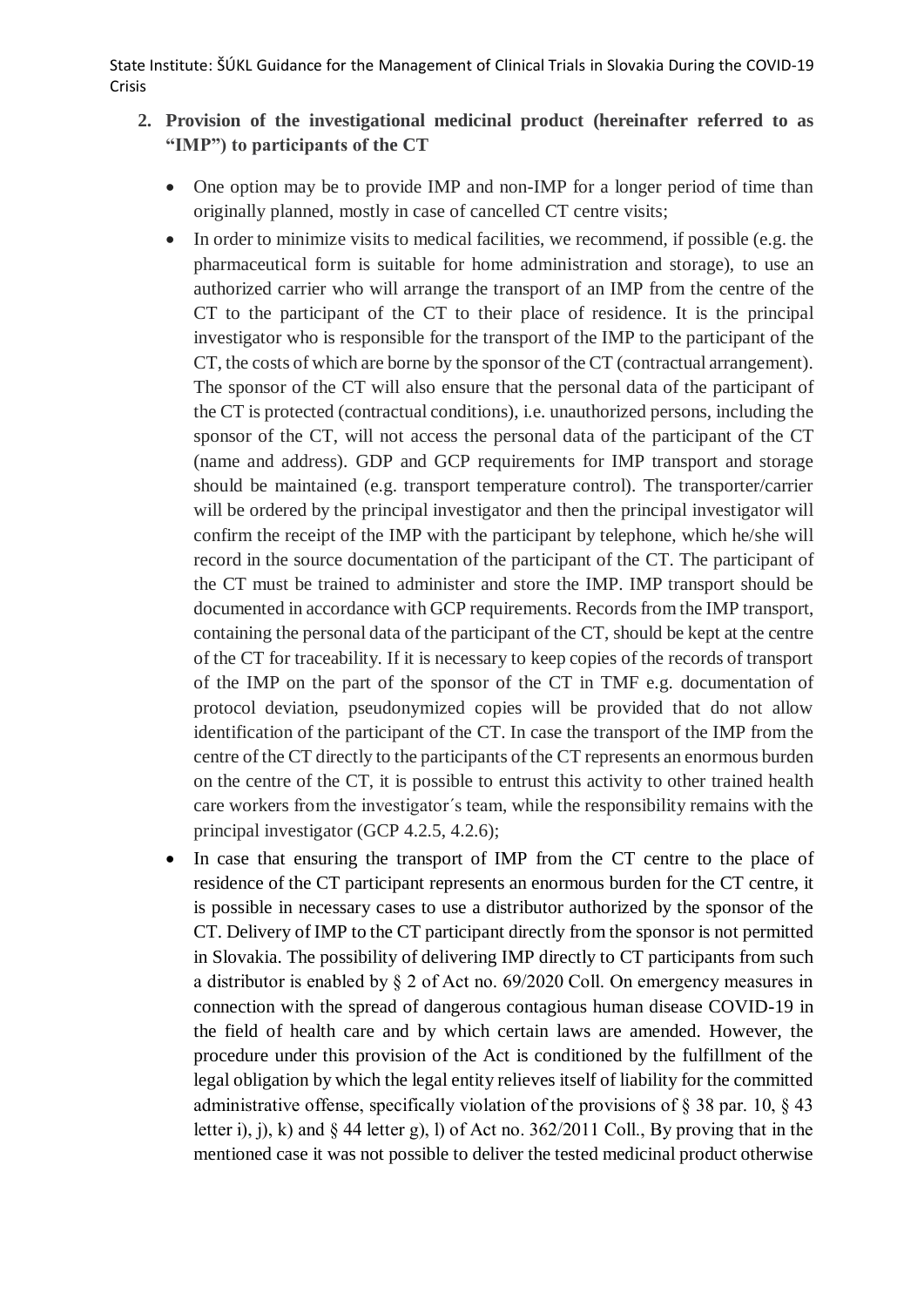## 2. Provision of the investigational medicinal product (hereinafter referred to as "IMP") to participants of the CT

- One option may be to provide IMP and non-IMP for a longer period of time than originally planned, mostly in case of cancelled CT centre visits;
- In order to minimize visits to medical facilities, we recommend, if possible (e.g. the pharmaceutical form is suitable for home administration and storage), to use an authorized carrier who will arrange the transport of an IMP from the centre of the CT to the participant of the CT to their place of residence. It is the principal investigator who is responsible for the transport of the IMP to the participant of the CT, the costs of which are borne by the sponsor of the CT (contractual arrangement). The sponsor of the CT will also ensure that the personal data of the participant of the CT is protected (contractual conditions), i.e. unauthorized persons, including the sponsor of the CT, will not access the personal data of the participant of the CT (name and address). GDP and GCP requirements for IMP transport and storage should be maintained (e.g. transport temperature control). The transporter/carrier will be ordered by the principal investigator and then the principal investigator will confirm the receipt of the IMP with the participant by telephone, which he/she will record in the source documentation of the participant of the CT. The participant of the CT must be trained to administer and store the IMP. IMP transport should be documented in accordance with GCP requirements. Records from the IMP transport, containing the personal data of the participant of the CT, should be kept at the centre of the CT for traceability. If it is necessary to keep copies of the records of transport of the IMP on the part of the sponsor of the CT in TMF e.g. documentation of protocol deviation, pseudonymized copies will be provided that do not allow identification of the participant of the CT. In case the transport of the IMP from the centre of the CT directly to the participants of the CT represents an enormous burden on the centre of the CT, it is possible to entrust this activity to other trained health care workers from the investigator´s team, while the responsibility remains with the principal investigator (GCP 4.2.5, 4.2.6);
- In case that ensuring the transport of IMP from the CT centre to the place of residence of the CT participant represents an enormous burden for the CT centre, it is possible in necessary cases to use a distributor authorized by the sponsor of the CT. Delivery of IMP to the CT participant directly from the sponsor is not permitted in Slovakia. The possibility of delivering IMP directly to CT participants from such a distributor is enabled by § 2 of Act no. 69/2020 Coll. On emergency measures in connection with the spread of dangerous contagious human disease COVID-19 in the field of health care and by which certain laws are amended. However, the procedure under this provision of the Act is conditioned by the fulfillment of the legal obligation by which the legal entity relieves itself of liability for the committed administrative offense, specifically violation of the provisions of § 38 par. 10, § 43 letter i), j), k) and § 44 letter g), l) of Act no. 362/2011 Coll., By proving that in the mentioned case it was not possible to deliver the tested medicinal product otherwise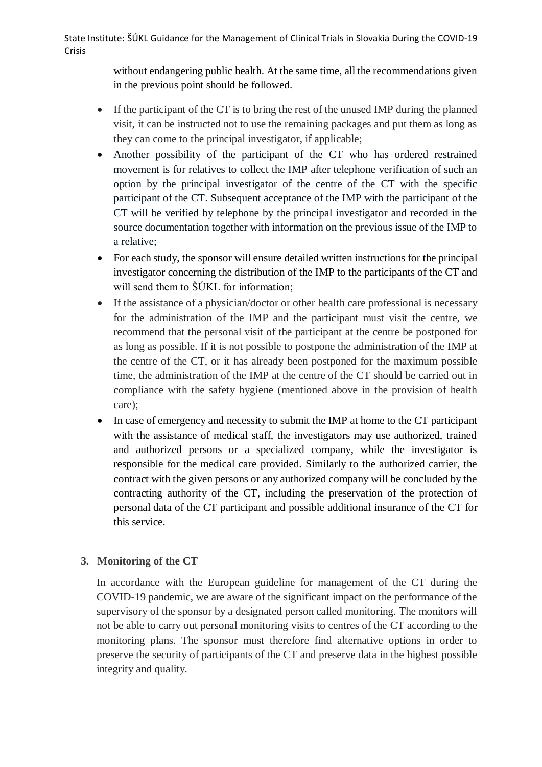without endangering public health. At the same time, all the recommendations given in the previous point should be followed.

- If the participant of the CT is to bring the rest of the unused IMP during the planned visit, it can be instructed not to use the remaining packages and put them as long as they can come to the principal investigator, if applicable;
- Another possibility of the participant of the CT who has ordered restrained movement is for relatives to collect the IMP after telephone verification of such an option by the principal investigator of the centre of the CT with the specific participant of the CT. Subsequent acceptance of the IMP with the participant of the CT will be verified by telephone by the principal investigator and recorded in the source documentation together with information on the previous issue of the IMP to a relative;
- For each study, the sponsor will ensure detailed written instructions for the principal investigator concerning the distribution of the IMP to the participants of the CT and will send them to ŠÚKL for information;
- If the assistance of a physician/doctor or other health care professional is necessary for the administration of the IMP and the participant must visit the centre, we recommend that the personal visit of the participant at the centre be postponed for as long as possible. If it is not possible to postpone the administration of the IMP at the centre of the CT, or it has already been postponed for the maximum possible time, the administration of the IMP at the centre of the CT should be carried out in compliance with the safety hygiene (mentioned above in the provision of health care);
- In case of emergency and necessity to submit the IMP at home to the CT participant with the assistance of medical staff, the investigators may use authorized, trained and authorized persons or a specialized company, while the investigator is responsible for the medical care provided. Similarly to the authorized carrier, the contract with the given persons or any authorized company will be concluded by the contracting authority of the CT, including the preservation of the protection of personal data of the CT participant and possible additional insurance of the CT for this service.

## 3. Monitoring of the CT

In accordance with the European guideline for management of the CT during the COVID-19 pandemic, we are aware of the significant impact on the performance of the supervisory of the sponsor by a designated person called monitoring. The monitors will not be able to carry out personal monitoring visits to centres of the CT according to the monitoring plans. The sponsor must therefore find alternative options in order to preserve the security of participants of the CT and preserve data in the highest possible integrity and quality.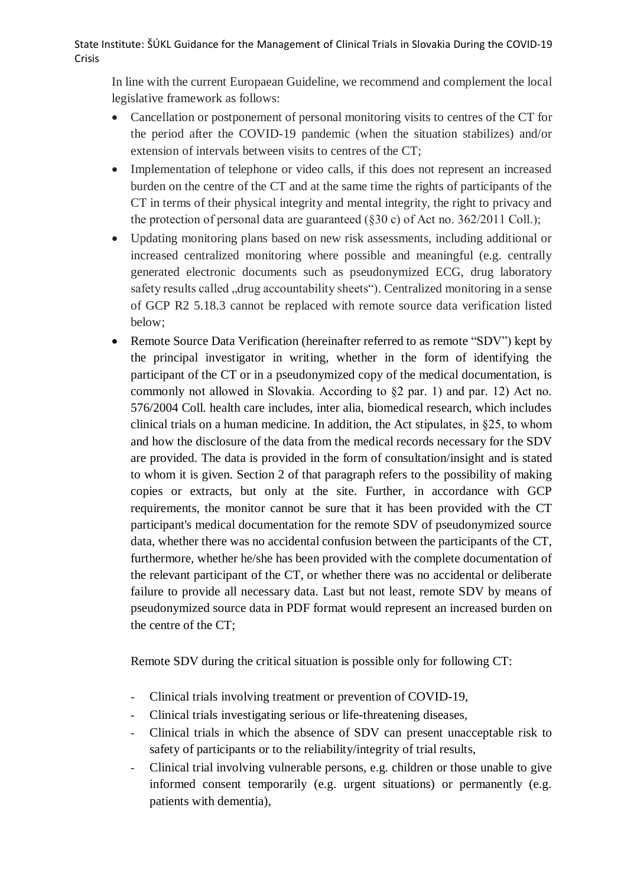In line with the current Europaean Guideline, we recommend and complement the local legislative framework as follows:

- Cancellation or postponement of personal monitoring visits to centres of the CT for the period after the COVID-19 pandemic (when the situation stabilizes) and/or extension of intervals between visits to centres of the CT;
- Implementation of telephone or video calls, if this does not represent an increased burden on the centre of the CT and at the same time the rights of participants of the CT in terms of their physical integrity and mental integrity, the right to privacy and the protection of personal data are guaranteed (§30 c) of Act no. 362/2011 Coll.);
- Updating monitoring plans based on new risk assessments, including additional or increased centralized monitoring where possible and meaningful (e.g. centrally generated electronic documents such as pseudonymized ECG, drug laboratory safety results called „drug accountability sheets"). Centralized monitoring in a sense of GCP R2 5.18.3 cannot be replaced with remote source data verification listed below;
- Remote Source Data Verification (hereinafter referred to as remote "SDV") kept by the principal investigator in writing, whether in the form of identifying the participant of the CT or in a pseudonymized copy of the medical documentation, is commonly not allowed in Slovakia. According to §2 par. 1) and par. 12) Act no. 576/2004 Coll. health care includes, inter alia, biomedical research, which includes clinical trials on a human medicine. In addition, the Act stipulates, in §25, to whom and how the disclosure of the data from the medical records necessary for the SDV are provided. The data is provided in the form of consultation/insight and is stated to whom it is given. Section 2 of that paragraph refers to the possibility of making copies or extracts, but only at the site. Further, in accordance with GCP requirements, the monitor cannot be sure that it has been provided with the CT participant's medical documentation for the remote SDV of pseudonymized source data, whether there was no accidental confusion between the participants of the CT, furthermore, whether he/she has been provided with the complete documentation of the relevant participant of the CT, or whether there was no accidental or deliberate failure to provide all necessary data. Last but not least, remote SDV by means of pseudonymized source data in PDF format would represent an increased burden on the centre of the CT;

  Remote SDV during the critical situation is possible only for following CT:

  - Clinical trials involving treatment or prevention of COVID-19,
  - Clinical trials investigating serious or life-threatening diseases,
  - Clinical trials in which the absence of SDV can present unacceptable risk to safety of participants or to the reliability/integrity of trial results,
  - Clinical trial involving vulnerable persons, e.g. children or those unable to give informed consent temporarily (e.g. urgent situations) or permanently (e.g. patients with dementia),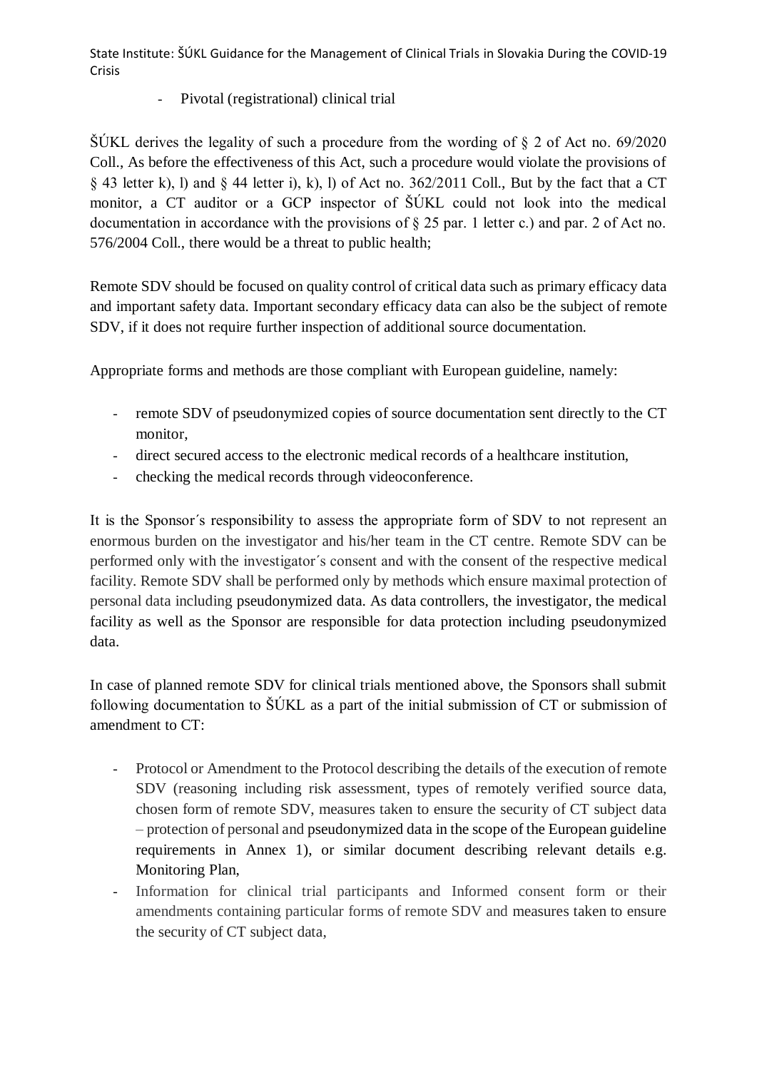- Pivotal (registrational) clinical trial

ŠÚKL derives the legality of such a procedure from the wording of § 2 of Act no. 69/2020 Coll., As before the effectiveness of this Act, such a procedure would violate the provisions of § 43 letter k), l) and § 44 letter i), k), l) of Act no. 362/2011 Coll., But by the fact that a CT monitor, a CT auditor or a GCP inspector of ŠÚKL could not look into the medical documentation in accordance with the provisions of § 25 par. 1 letter c.) and par. 2 of Act no. 576/2004 Coll., there would be a threat to public health;

Remote SDV should be focused on quality control of critical data such as primary efficacy data and important safety data. Important secondary efficacy data can also be the subject of remote SDV, if it does not require further inspection of additional source documentation.

Appropriate forms and methods are those compliant with European guideline, namely:

- remote SDV of pseudonymized copies of source documentation sent directly to the CT monitor,
- direct secured access to the electronic medical records of a healthcare institution,
- checking the medical records through videoconference.

It is the Sponsor´s responsibility to assess the appropriate form of SDV to not represent an enormous burden on the investigator and his/her team in the CT centre. Remote SDV can be performed only with the investigator´s consent and with the consent of the respective medical facility. Remote SDV shall be performed only by methods which ensure maximal protection of personal data including pseudonymized data. As data controllers, the investigator, the medical facility as well as the Sponsor are responsible for data protection including pseudonymized data.

In case of planned remote SDV for clinical trials mentioned above, the Sponsors shall submit following documentation to ŠÚKL as a part of the initial submission of CT or submission of amendment to CT:

- Protocol or Amendment to the Protocol describing the details of the execution of remote SDV (reasoning including risk assessment, types of remotely verified source data, chosen form of remote SDV, measures taken to ensure the security of CT subject data – protection of personal and pseudonymized data in the scope of the European guideline requirements in Annex 1), or similar document describing relevant details e.g. Monitoring Plan,
- Information for clinical trial participants and Informed consent form or their amendments containing particular forms of remote SDV and measures taken to ensure the security of CT subject data,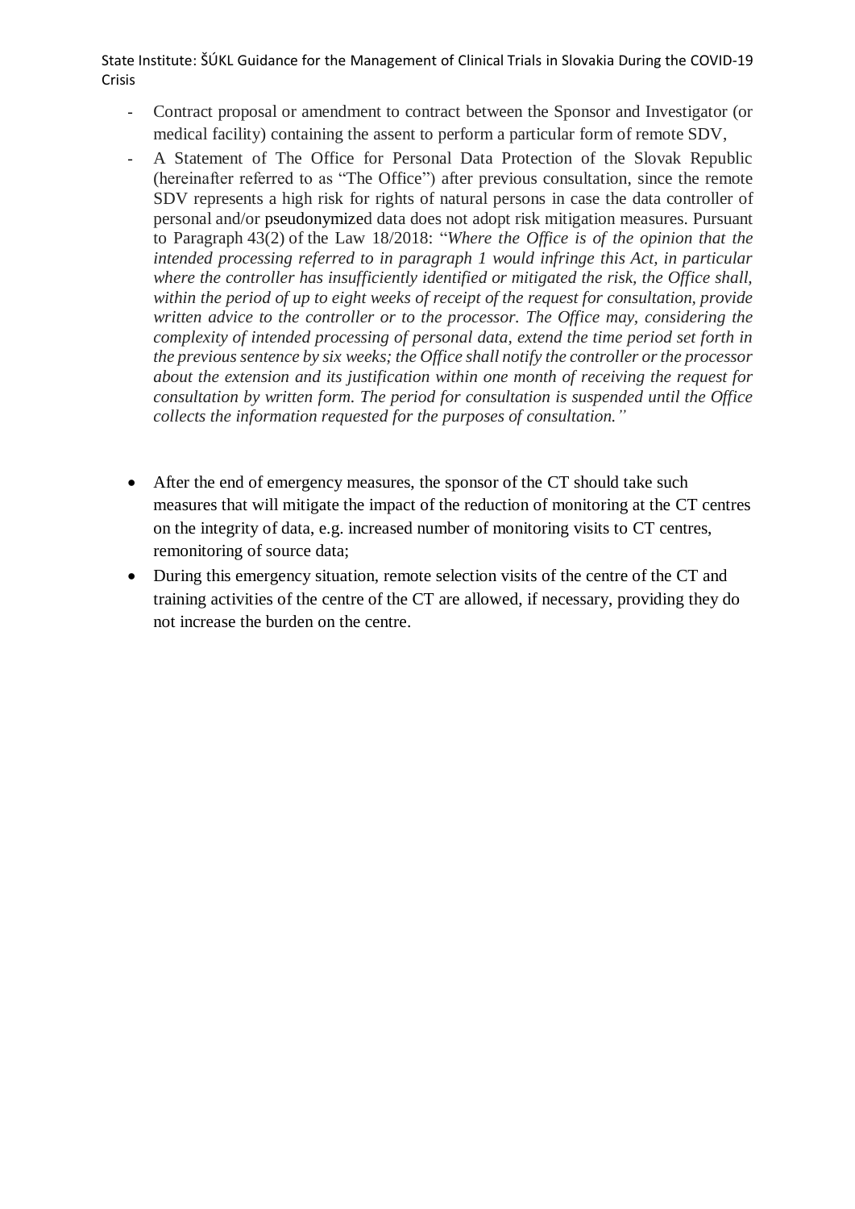- Contract proposal or amendment to contract between the Sponsor and Investigator (or medical facility) containing the assent to perform a particular form of remote SDV,
- A Statement of The Office for Personal Data Protection of the Slovak Republic (hereinafter referred to as "The Office") after previous consultation, since the remote SDV represents a high risk for rights of natural persons in case the data controller of personal and/or pseudonymized data does not adopt risk mitigation measures. Pursuant to Paragraph 43(2) of the Law 18/2018: "*Where the Office is of the opinion that the intended processing referred to in paragraph 1 would infringe this Act, in particular where the controller has insufficiently identified or mitigated the risk, the Office shall, within the period of up to eight weeks of receipt of the request for consultation, provide written advice to the controller or to the processor. The Office may, considering the complexity of intended processing of personal data, extend the time period set forth in the previous sentence by six weeks; the Office shall notify the controller or the processor about the extension and its justification within one month of receiving the request for consultation by written form. The period for consultation is suspended until the Office collects the information requested for the purposes of consultation.*"

- After the end of emergency measures, the sponsor of the CT should take such measures that will mitigate the impact of the reduction of monitoring at the CT centres on the integrity of data, e.g. increased number of monitoring visits to CT centres, remonitoring of source data;
- During this emergency situation, remote selection visits of the centre of the CT and training activities of the centre of the CT are allowed, if necessary, providing they do not increase the burden on the centre.